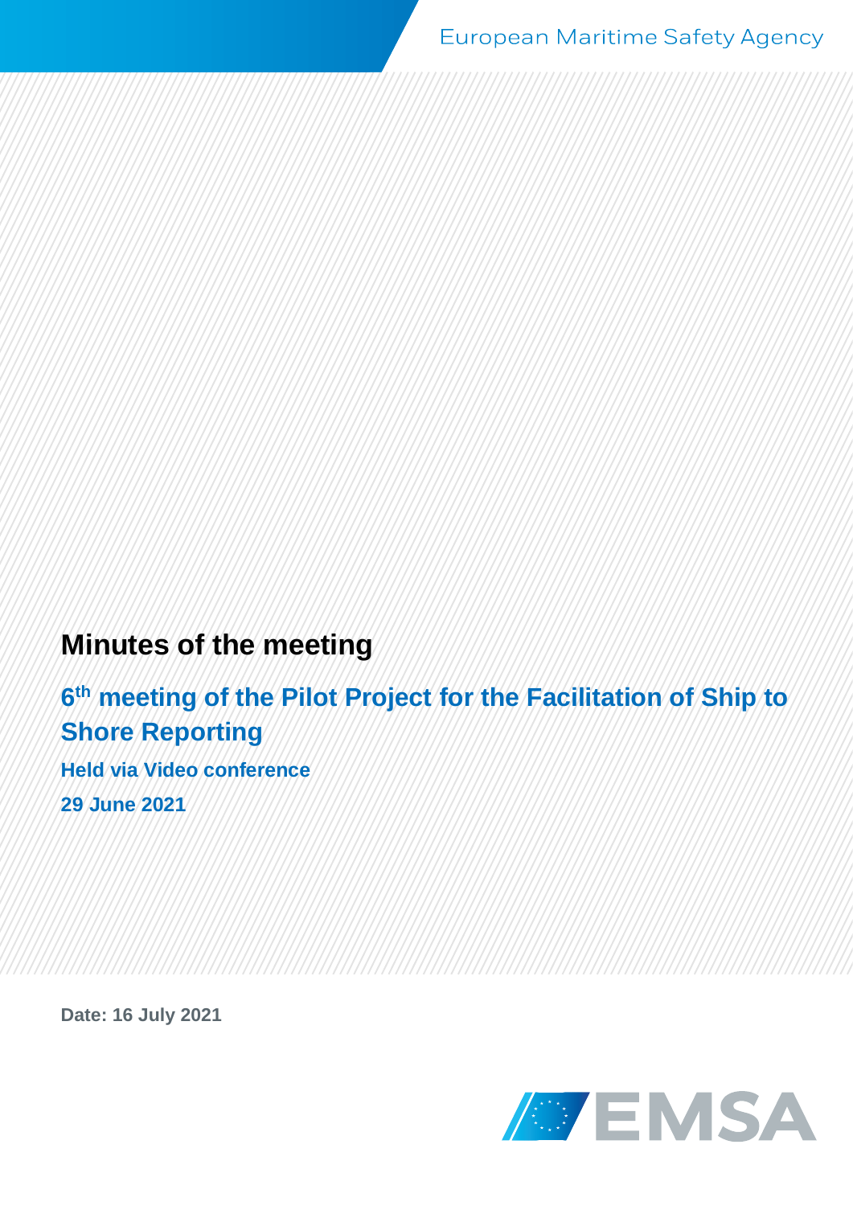European Maritime Safety Agency

# Minutes of the meeting

## 6th meeting of the Pilot Project for the Facilitation of Ship to Shore Reporting

### Held via Video conference

### 29 June 2021

**Date: 16 July 2021**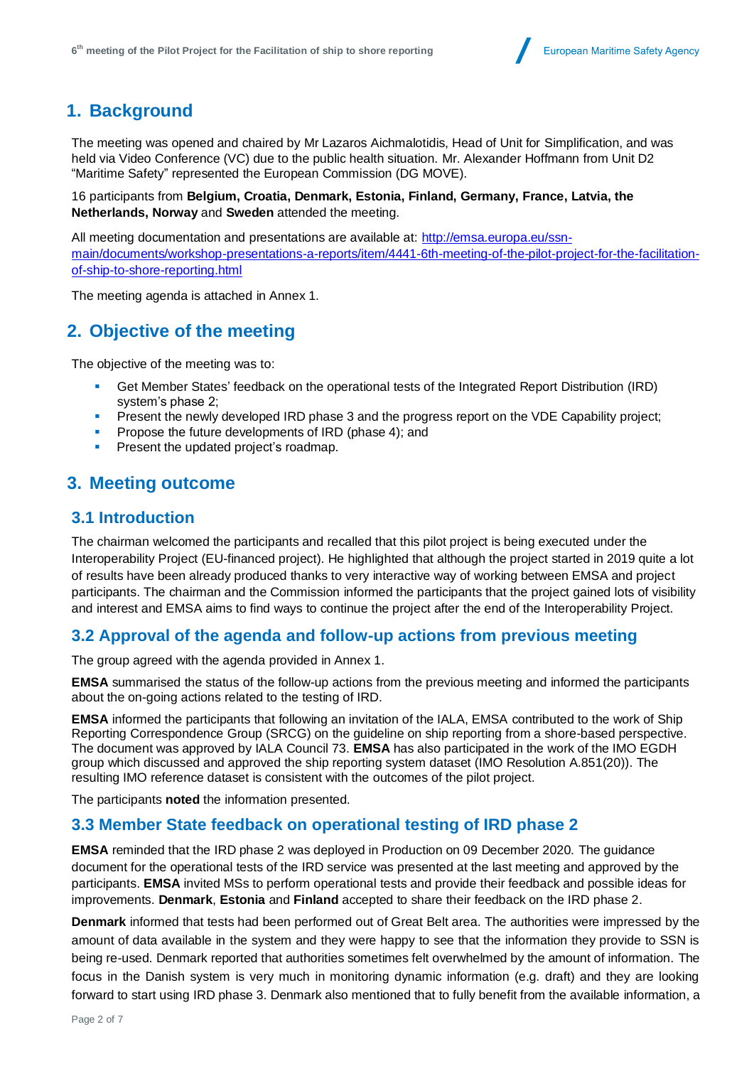## 1. Background

The meeting was opened and chaired by Mr Lazaros Aichmalotidis, Head of Unit for Simplification, and was held via Video Conference (VC) due to the public health situation. Mr. Alexander Hoffmann from Unit D2 "Maritime Safety" represented the European Commission (DG MOVE).

16 participants from **Belgium, Croatia, Denmark, Estonia, Finland, Germany, France, Latvia, the Netherlands, Norway** and **Sweden** attended the meeting.

All meeting documentation and presentations are available at: [http://emsa.europa.eu/ssn-main/documents/workshop-presentations-a-reports/item/4441-6th-meeting-of-the-pilot-project-for-the-facilitation-of-ship-to-shore-reporting.html](http://emsa.europa.eu/ssn-main/documents/workshop-presentations-a-reports/item/4441-6th-meeting-of-the-pilot-project-for-the-facilitation-of-ship-to-shore-reporting.html)

The meeting agenda is attached in Annex 1.

## 2. Objective of the meeting

The objective of the meeting was to:

- Get Member States' feedback on the operational tests of the Integrated Report Distribution (IRD) system's phase 2;
- Present the newly developed IRD phase 3 and the progress report on the VDE Capability project;
- Propose the future developments of IRD (phase 4); and
- Present the updated project's roadmap.

## 3. Meeting outcome

### 3.1 Introduction

The chairman welcomed the participants and recalled that this pilot project is being executed under the Interoperability Project (EU-financed project). He highlighted that although the project started in 2019 quite a lot of results have been already produced thanks to very interactive way of working between EMSA and project participants. The chairman and the Commission informed the participants that the project gained lots of visibility and interest and EMSA aims to find ways to continue the project after the end of the Interoperability Project.

### 3.2 Approval of the agenda and follow-up actions from previous meeting

The group agreed with the agenda provided in Annex 1.

**EMSA** summarised the status of the follow-up actions from the previous meeting and informed the participants about the on-going actions related to the testing of IRD.

**EMSA** informed the participants that following an invitation of the IALA, EMSA contributed to the work of Ship Reporting Correspondence Group (SRCG) on the guideline on ship reporting from a shore-based perspective. The document was approved by IALA Council 73. **EMSA** has also participated in the work of the IMO EGDH group which discussed and approved the ship reporting system dataset (IMO Resolution A.851(20)). The resulting IMO reference dataset is consistent with the outcomes of the pilot project.

The participants **noted** the information presented.

### 3.3 Member State feedback on operational testing of IRD phase 2

**EMSA** reminded that the IRD phase 2 was deployed in Production on 09 December 2020. The guidance document for the operational tests of the IRD service was presented at the last meeting and approved by the participants. **EMSA** invited MSs to perform operational tests and provide their feedback and possible ideas for improvements. **Denmark**, **Estonia** and **Finland** accepted to share their feedback on the IRD phase 2.

**Denmark** informed that tests had been performed out of Great Belt area. The authorities were impressed by the amount of data available in the system and they were happy to see that the information they provide to SSN is being re-used. Denmark reported that authorities sometimes felt overwhelmed by the amount of information. The focus in the Danish system is very much in monitoring dynamic information (e.g. draft) and they are looking forward to start using IRD phase 3. Denmark also mentioned that to fully benefit from the available information, a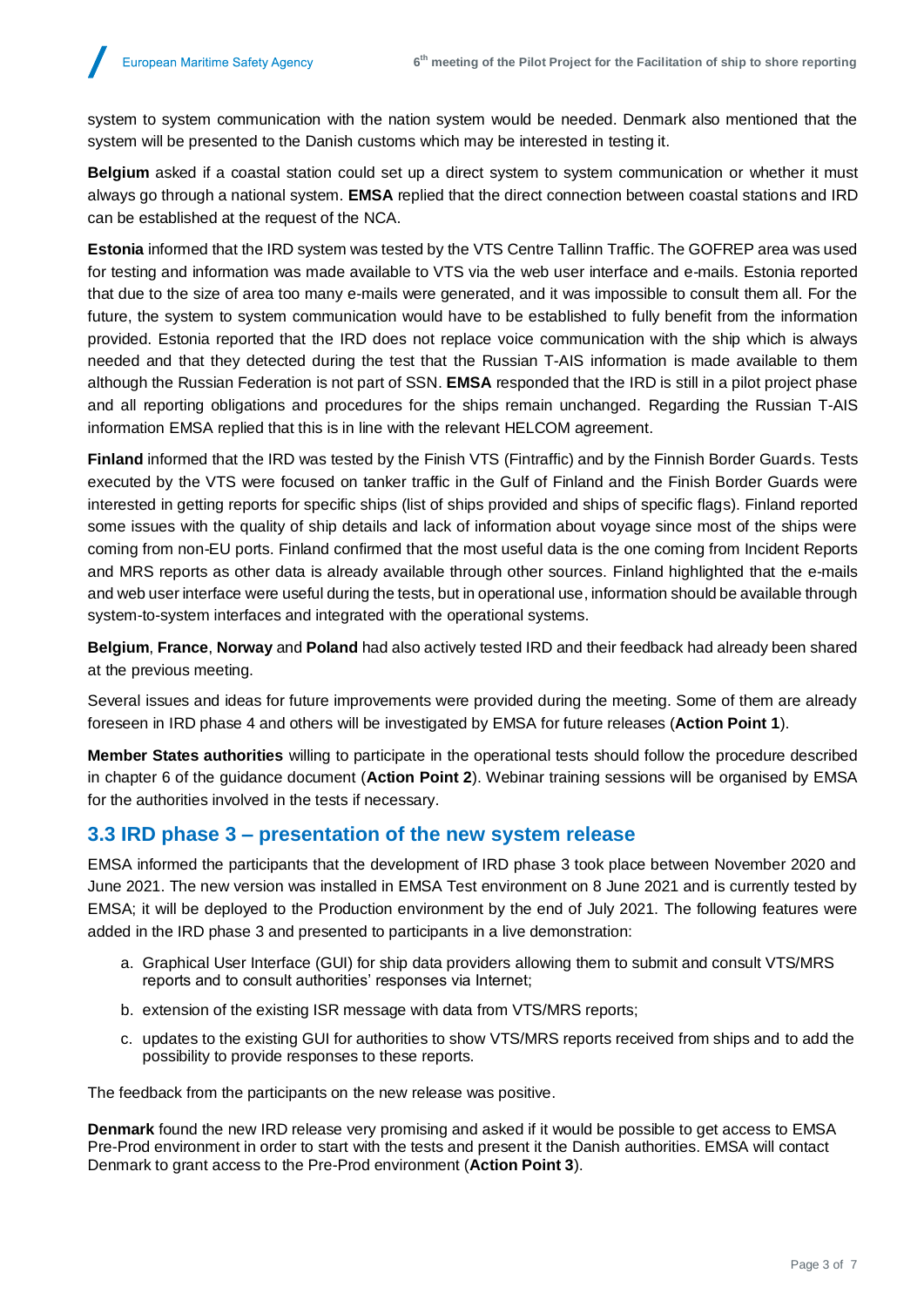system to system communication with the nation system would be needed. Denmark also mentioned that the system will be presented to the Danish customs which may be interested in testing it.

**Belgium** asked if a coastal station could set up a direct system to system communication or whether it must always go through a national system. **EMSA** replied that the direct connection between coastal stations and IRD can be established at the request of the NCA.

**Estonia** informed that the IRD system was tested by the VTS Centre Tallinn Traffic. The GOFREP area was used for testing and information was made available to VTS via the web user interface and e-mails. Estonia reported that due to the size of area too many e-mails were generated, and it was impossible to consult them all. For the future, the system to system communication would have to be established to fully benefit from the information provided. Estonia reported that the IRD does not replace voice communication with the ship which is always needed and that they detected during the test that the Russian T-AIS information is made available to them although the Russian Federation is not part of SSN. **EMSA** responded that the IRD is still in a pilot project phase and all reporting obligations and procedures for the ships remain unchanged. Regarding the Russian T-AIS information EMSA replied that this is in line with the relevant HELCOM agreement.

**Finland** informed that the IRD was tested by the Finish VTS (Fintraffic) and by the Finnish Border Guards. Tests executed by the VTS were focused on tanker traffic in the Gulf of Finland and the Finish Border Guards were interested in getting reports for specific ships (list of ships provided and ships of specific flags). Finland reported some issues with the quality of ship details and lack of information about voyage since most of the ships were coming from non-EU ports. Finland confirmed that the most useful data is the one coming from Incident Reports and MRS reports as other data is already available through other sources. Finland highlighted that the e-mails and web user interface were useful during the tests, but in operational use, information should be available through system-to-system interfaces and integrated with the operational systems.

**Belgium**, **France**, **Norway** and **Poland** had also actively tested IRD and their feedback had already been shared at the previous meeting.

Several issues and ideas for future improvements were provided during the meeting. Some of them are already foreseen in IRD phase 4 and others will be investigated by EMSA for future releases (**Action Point 1**).

**Member States authorities** willing to participate in the operational tests should follow the procedure described in chapter 6 of the guidance document (**Action Point 2**). Webinar training sessions will be organised by EMSA for the authorities involved in the tests if necessary.

## 3.3 IRD phase 3 – presentation of the new system release

EMSA informed the participants that the development of IRD phase 3 took place between November 2020 and June 2021. The new version was installed in EMSA Test environment on 8 June 2021 and is currently tested by EMSA; it will be deployed to the Production environment by the end of July 2021. The following features were added in the IRD phase 3 and presented to participants in a live demonstration:

a. Graphical User Interface (GUI) for ship data providers allowing them to submit and consult VTS/MRS reports and to consult authorities' responses via Internet;
b. extension of the existing ISR message with data from VTS/MRS reports;
c. updates to the existing GUI for authorities to show VTS/MRS reports received from ships and to add the possibility to provide responses to these reports.

The feedback from the participants on the new release was positive.

**Denmark** found the new IRD release very promising and asked if it would be possible to get access to EMSA Pre-Prod environment in order to start with the tests and present it the Danish authorities. EMSA will contact Denmark to grant access to the Pre-Prod environment (**Action Point 3**).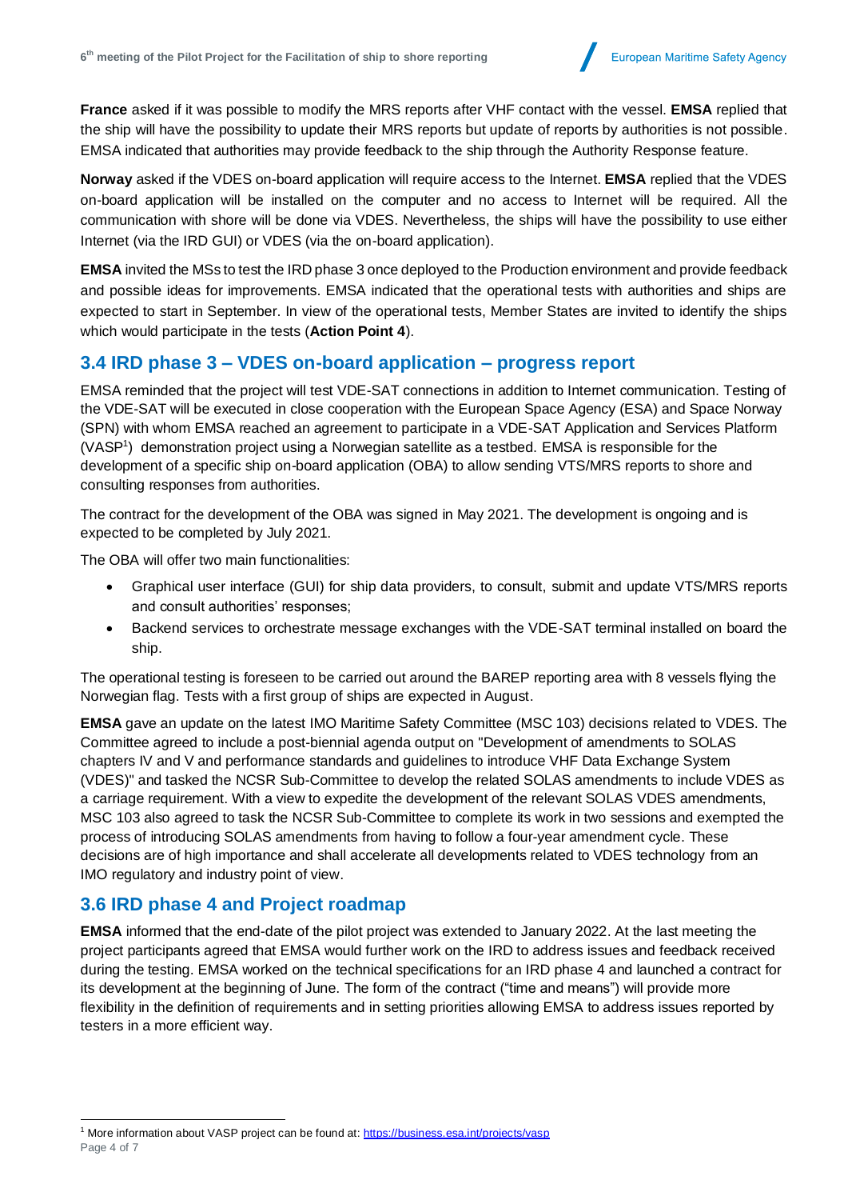**France** asked if it was possible to modify the MRS reports after VHF contact with the vessel. **EMSA** replied that the ship will have the possibility to update their MRS reports but update of reports by authorities is not possible. EMSA indicated that authorities may provide feedback to the ship through the Authority Response feature.

**Norway** asked if the VDES on-board application will require access to the Internet. **EMSA** replied that the VDES on-board application will be installed on the computer and no access to Internet will be required. All the communication with shore will be done via VDES. Nevertheless, the ships will have the possibility to use either Internet (via the IRD GUI) or VDES (via the on-board application).

**EMSA** invited the MSs to test the IRD phase 3 once deployed to the Production environment and provide feedback and possible ideas for improvements. EMSA indicated that the operational tests with authorities and ships are expected to start in September. In view of the operational tests, Member States are invited to identify the ships which would participate in the tests (**Action Point 4**).

## 3.4 IRD phase 3 – VDES on-board application – progress report

EMSA reminded that the project will test VDE-SAT connections in addition to Internet communication. Testing of the VDE-SAT will be executed in close cooperation with the European Space Agency (ESA) and Space Norway (SPN) with whom EMSA reached an agreement to participate in a VDE-SAT Application and Services Platform (VASP[1]) demonstration project using a Norwegian satellite as a testbed. EMSA is responsible for the development of a specific ship on-board application (OBA) to allow sending VTS/MRS reports to shore and consulting responses from authorities.

The contract for the development of the OBA was signed in May 2021. The development is ongoing and is expected to be completed by July 2021.

The OBA will offer two main functionalities:

- Graphical user interface (GUI) for ship data providers, to consult, submit and update VTS/MRS reports and consult authorities' responses;
- Backend services to orchestrate message exchanges with the VDE-SAT terminal installed on board the ship.

The operational testing is foreseen to be carried out around the BAREP reporting area with 8 vessels flying the Norwegian flag. Tests with a first group of ships are expected in August.

**EMSA** gave an update on the latest IMO Maritime Safety Committee (MSC 103) decisions related to VDES. The Committee agreed to include a post-biennial agenda output on "Development of amendments to SOLAS chapters IV and V and performance standards and guidelines to introduce VHF Data Exchange System (VDES)" and tasked the NCSR Sub-Committee to develop the related SOLAS amendments to include VDES as a carriage requirement. With a view to expedite the development of the relevant SOLAS VDES amendments, MSC 103 also agreed to task the NCSR Sub-Committee to complete its work in two sessions and exempted the process of introducing SOLAS amendments from having to follow a four-year amendment cycle. These decisions are of high importance and shall accelerate all developments related to VDES technology from an IMO regulatory and industry point of view.

## 3.6 IRD phase 4 and Project roadmap

**EMSA** informed that the end-date of the pilot project was extended to January 2022. At the last meeting the project participants agreed that EMSA would further work on the IRD to address issues and feedback received during the testing. EMSA worked on the technical specifications for an IRD phase 4 and launched a contract for its development at the beginning of June. The form of the contract ("time and means") will provide more flexibility in the definition of requirements and in setting priorities allowing EMSA to address issues reported by testers in a more efficient way.

[1] More information about VASP project can be found at: https://business.esa.int/projects/vasp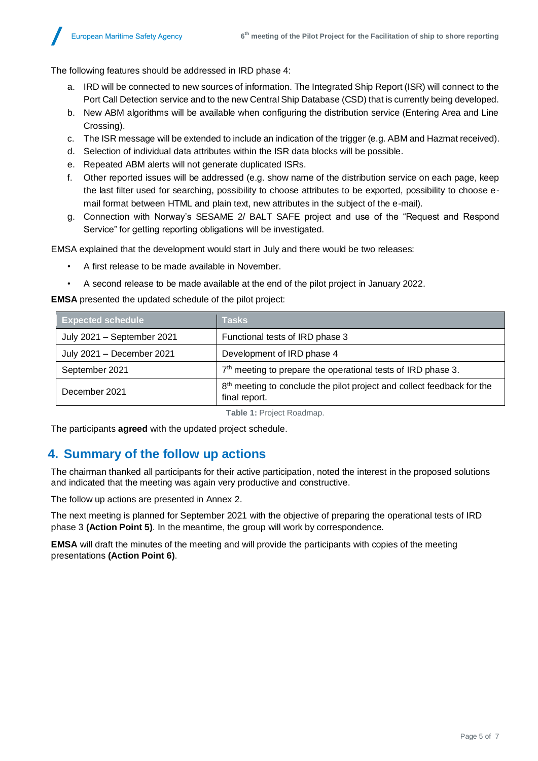The following features should be addressed in IRD phase 4:

a. IRD will be connected to new sources of information. The Integrated Ship Report (ISR) will connect to the Port Call Detection service and to the new Central Ship Database (CSD) that is currently being developed.
b. New ABM algorithms will be available when configuring the distribution service (Entering Area and Line Crossing).
c. The ISR message will be extended to include an indication of the trigger (e.g. ABM and Hazmat received).
d. Selection of individual data attributes within the ISR data blocks will be possible.
e. Repeated ABM alerts will not generate duplicated ISRs.
f. Other reported issues will be addressed (e.g. show name of the distribution service on each page, keep the last filter used for searching, possibility to choose attributes to be exported, possibility to choose e-mail format between HTML and plain text, new attributes in the subject of the e-mail).
g. Connection with Norway's SESAME 2/ BALT SAFE project and use of the "Request and Respond Service" for getting reporting obligations will be investigated.

EMSA explained that the development would start in July and there would be two releases:

- A first release to be made available in November.
- A second release to be made available at the end of the pilot project in January 2022.

**EMSA** presented the updated schedule of the pilot project:

| Expected schedule | Tasks |
|---|---|
| July 2021 – September 2021 | Functional tests of IRD phase 3 |
| July 2021 – December 2021 | Development of IRD phase 4 |
| September 2021 | 7th meeting to prepare the operational tests of IRD phase 3. |
| December 2021 | 8th meeting to conclude the pilot project and collect feedback for the final report. |

**Table 1:** Project Roadmap.

The participants **agreed** with the updated project schedule.

## 4. Summary of the follow up actions

The chairman thanked all participants for their active participation, noted the interest in the proposed solutions and indicated that the meeting was again very productive and constructive.

The follow up actions are presented in Annex 2.

The next meeting is planned for September 2021 with the objective of preparing the operational tests of IRD phase 3 **(Action Point 5)**. In the meantime, the group will work by correspondence.

**EMSA** will draft the minutes of the meeting and will provide the participants with copies of the meeting presentations **(Action Point 6)**.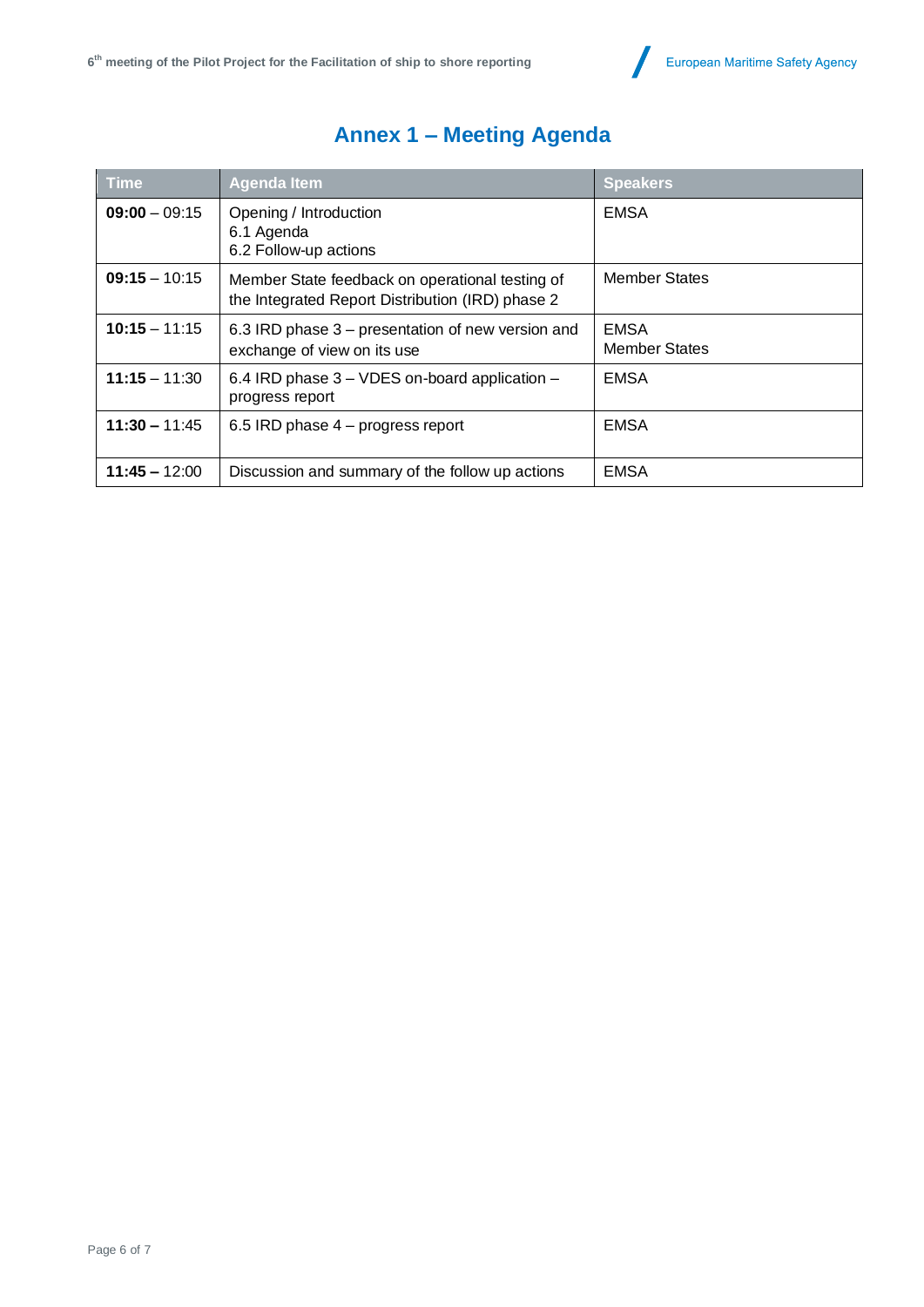# Annex 1 – Meeting Agenda

| Time | Agenda Item | Speakers |
|---|---|---|
| **09:00** – 09:15 | Opening / Introduction<br>6.1 Agenda<br>6.2 Follow-up actions | EMSA |
| **09:15** – 10:15 | Member State feedback on operational testing of the Integrated Report Distribution (IRD) phase 2 | Member States |
| **10:15** – 11:15 | 6.3 IRD phase 3 – presentation of new version and exchange of view on its use | EMSA<br>Member States |
| **11:15** – 11:30 | 6.4 IRD phase 3 – VDES on-board application – progress report | EMSA |
| **11:30 –** 11:45 | 6.5 IRD phase 4 – progress report | EMSA |
| **11:45 –** 12:00 | Discussion and summary of the follow up actions | EMSA |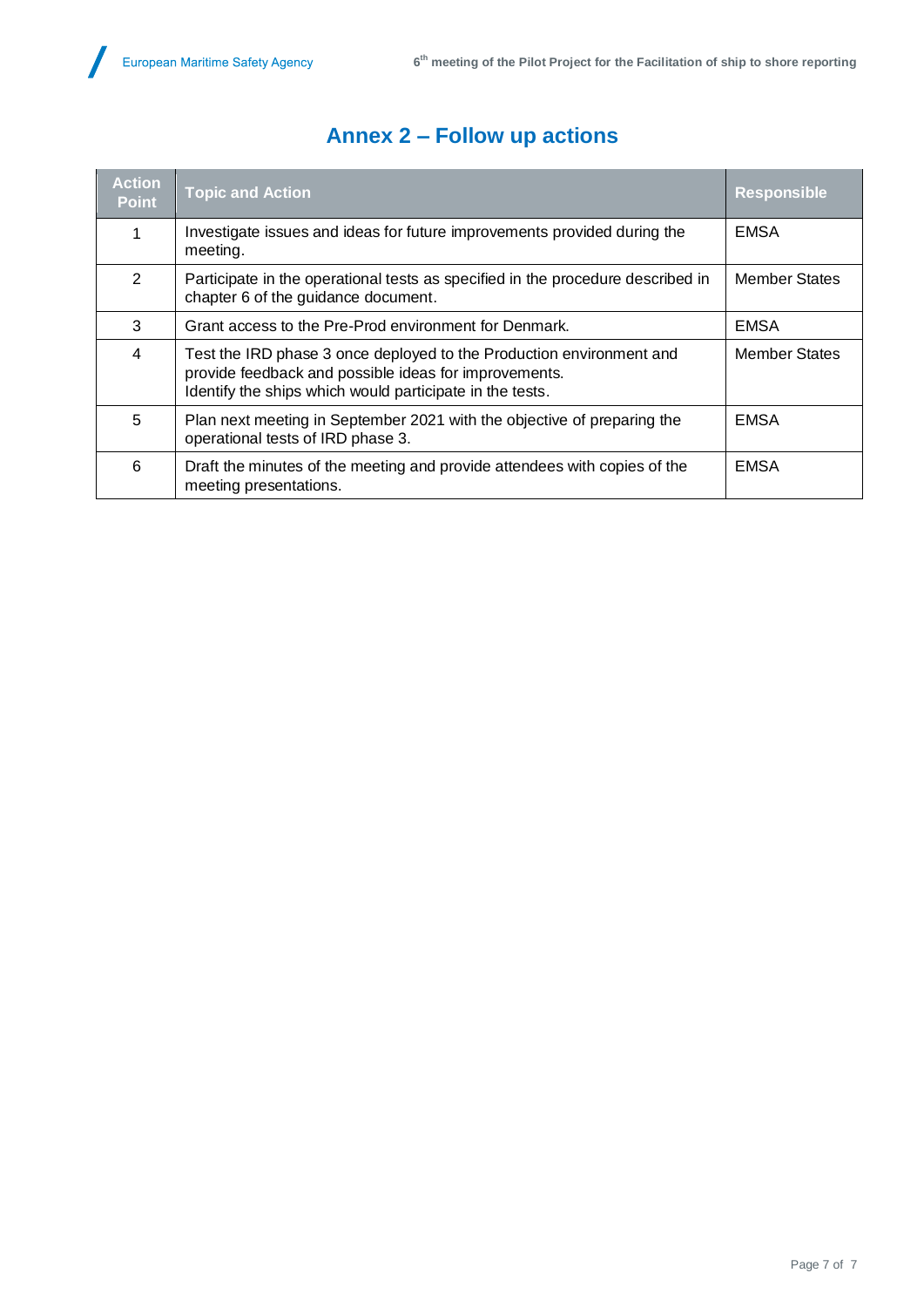# Annex 2 – Follow up actions

| Action Point | Topic and Action | Responsible |
|---|---|---|
| 1 | Investigate issues and ideas for future improvements provided during the meeting. | EMSA |
| 2 | Participate in the operational tests as specified in the procedure described in chapter 6 of the guidance document. | Member States |
| 3 | Grant access to the Pre-Prod environment for Denmark. | EMSA |
| 4 | Test the IRD phase 3 once deployed to the Production environment and provide feedback and possible ideas for improvements.<br>Identify the ships which would participate in the tests. | Member States |
| 5 | Plan next meeting in September 2021 with the objective of preparing the operational tests of IRD phase 3. | EMSA |
| 6 | Draft the minutes of the meeting and provide attendees with copies of the meeting presentations. | EMSA |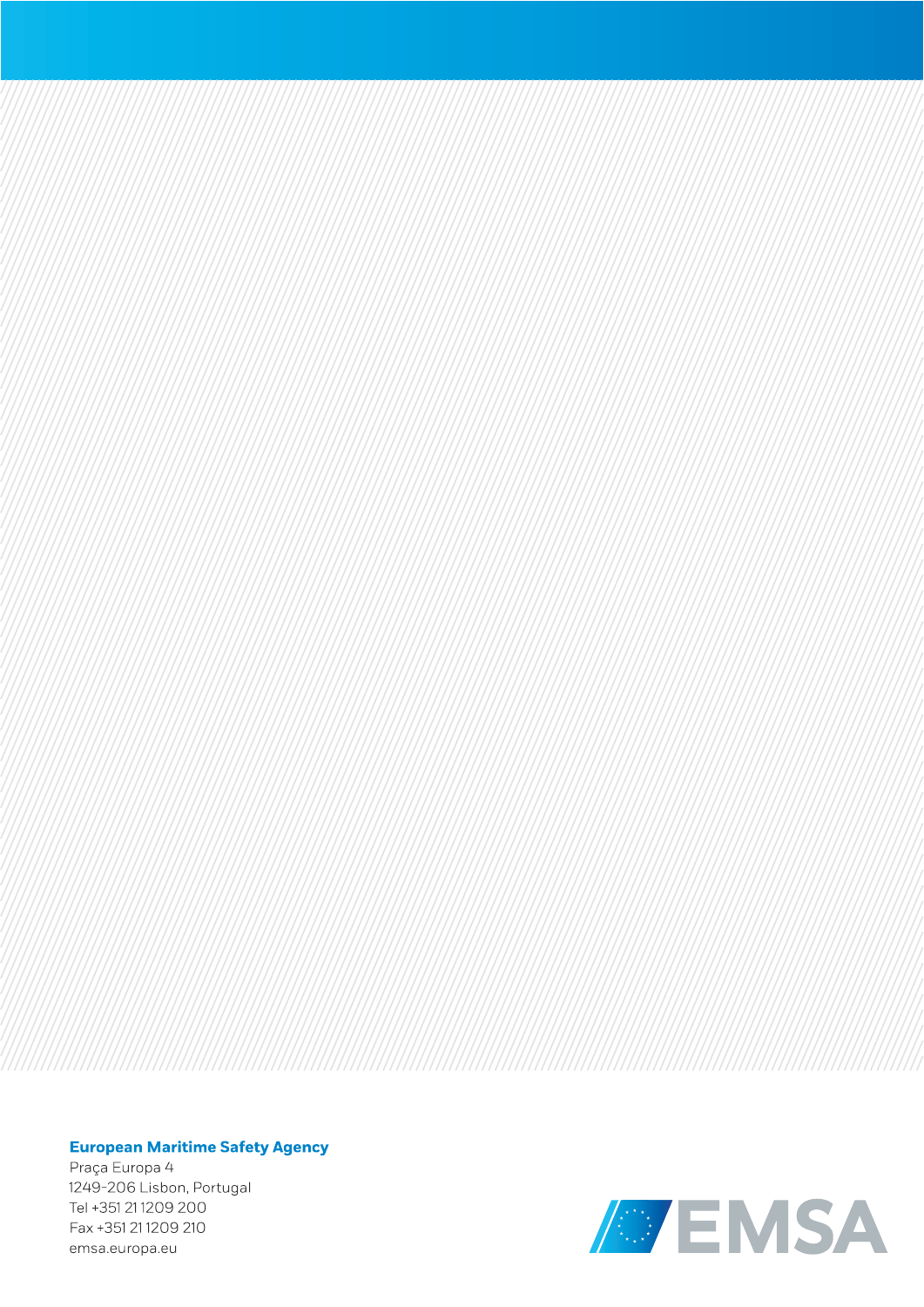**European Maritime Safety Agency**

Praça Europa 4
1249-206 Lisbon, Portugal
Tel +351 21 1209 200
Fax +351 21 1209 210
emsa.europa.eu

EMSA